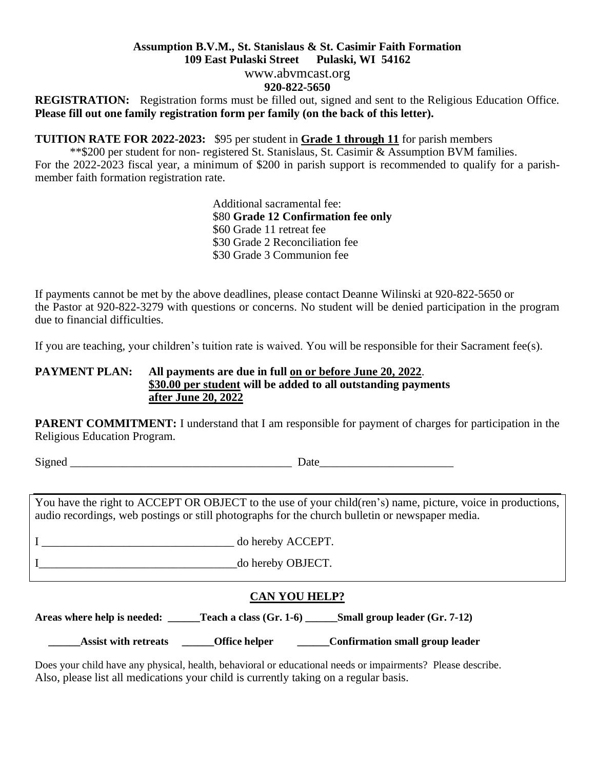**Assumption B.V.M., St. Stanislaus & St. Casimir Faith Formation**
**109 East Pulaski Street Pulaski, WI 54162**
www.abvmcast.org
**920-822-5650**

**REGISTRATION:** Registration forms must be filled out, signed and sent to the Religious Education Office. **Please fill out one family registration form per family (on the back of this letter).**

**TUITION RATE FOR 2022-2023:** $95 per student in **Grade 1 through 11** for parish members

**$200 per student for non- registered St. Stanislaus, St. Casimir & Assumption BVM families.

For the 2022-2023 fiscal year, a minimum of $200 in parish support is recommended to qualify for a parish-member faith formation registration rate.

Additional sacramental fee:
$80 **Grade 12 Confirmation fee only**
$60 Grade 11 retreat fee
$30 Grade 2 Reconciliation fee
$30 Grade 3 Communion fee

If payments cannot be met by the above deadlines, please contact Deanne Wilinski at 920-822-5650 or the Pastor at 920-822-3279 with questions or concerns. No student will be denied participation in the program due to financial difficulties.

If you are teaching, your children's tuition rate is waived. You will be responsible for their Sacrament fee(s).

**PAYMENT PLAN:** **All payments are due in full on or before June 20, 2022.**
**$30.00 per student will be added to all outstanding payments after June 20, 2022**

**PARENT COMMITMENT:** I understand that I am responsible for payment of charges for participation in the Religious Education Program.

Signed _______________________________________ Date_______________________

You have the right to ACCEPT OR OBJECT to the use of your child(ren's) name, picture, voice in productions, audio recordings, web postings or still photographs for the church bulletin or newspaper media.

I _________________________________ do hereby ACCEPT.

I__________________________________do hereby OBJECT.

## CAN YOU HELP?

**Areas where help is needed: ______Teach a class (Gr. 1-6) ______Small group leader (Gr. 7-12)**

**______Assist with retreats ______Office helper ______Confirmation small group leader**

Does your child have any physical, health, behavioral or educational needs or impairments? Please describe.
Also, please list all medications your child is currently taking on a regular basis.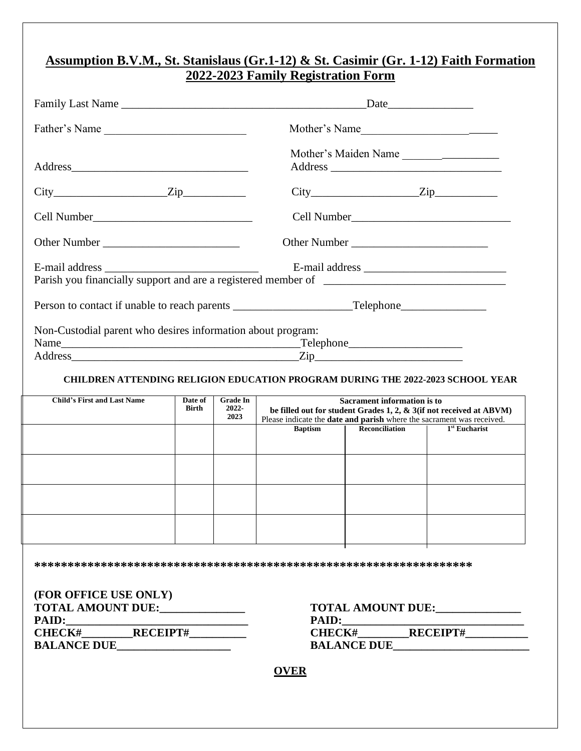## Assumption B.V.M., St. Stanislaus (Gr.1-12) & St. Casimir (Gr. 1-12) Faith Formation 2022-2023 Family Registration Form

Family Last Name ___________________________________________ Date_______________

Father's Name _________________________ Mother's Name________________________

Mother's Maiden Name _________________

Address_______________________________ Address ______________________________

City____________________Zip___________ City___________________Zip___________

Cell Number____________________________ Cell Number____________________________

Other Number ________________________ Other Number ________________________

E-mail address ___________________________ E-mail address _________________________

Parish you financially support and are a registered member of _______________________________

Person to contact if unable to reach parents _____________________Telephone_______________

Non-Custodial parent who desires information about program:

Name__________________________________________Telephone____________________

Address_______________________________________Zip__________________________

**CHILDREN ATTENDING RELIGION EDUCATION PROGRAM DURING THE 2022-2023 SCHOOL YEAR**

| Child's First and Last Name | Date of Birth | Grade In 2022-2023 | Sacrament information is to be filled out for student Grades 1, 2, & 3(if not received at ABVM) Please indicate the **date and parish** where the sacrament was received. | | |
|---|---|---|---|---|---|
| | | | Baptism | Reconciliation | 1st Eucharist |
| | | | | | |
| | | | | | |
| | | | | | |
| | | | | | |

**********************************************************************

**(FOR OFFICE USE ONLY)**

**TOTAL AMOUNT DUE:_______________**
**PAID:_______________________________**
**CHECK#_________RECEIPT#__________**
**BALANCE DUE____________________**

**TOTAL AMOUNT DUE:_______________**
**PAID:_______________________________**
**CHECK#_________RECEIPT#___________**
**BALANCE DUE________________________**

**OVER**